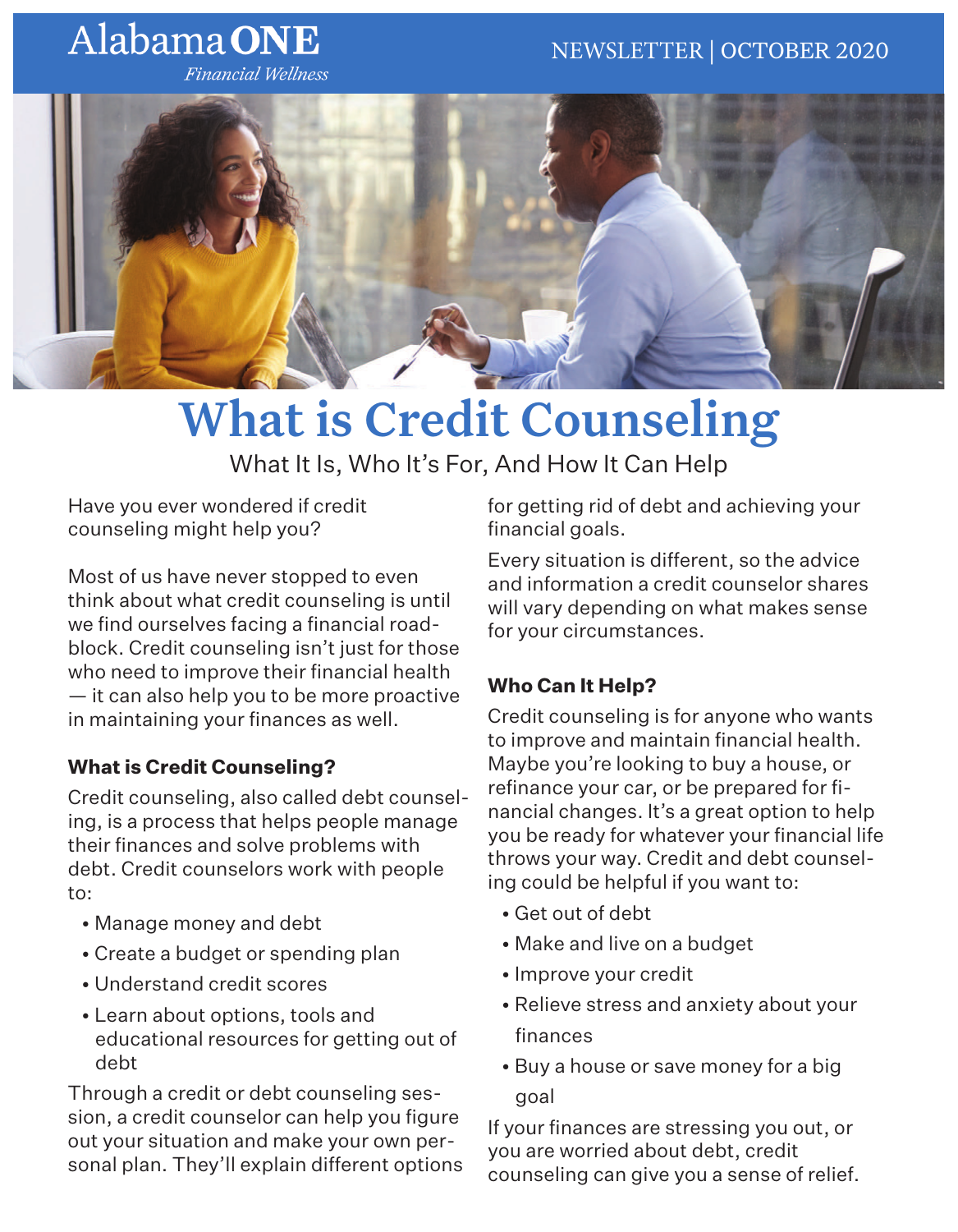Alabama ONE

*Financial Wellness*

NEWSLETTER | OCTOBER 2020

# What is Credit Counseling

What It Is, Who It's For, And How It Can Help

Have you ever wondered if credit counseling might help you?

Most of us have never stopped to even think about what credit counseling is until we find ourselves facing a financial roadblock. Credit counseling isn't just for those who need to improve their financial health — it can also help you to be more proactive in maintaining your finances as well.

### What is Credit Counseling?

Credit counseling, also called debt counseling, is a process that helps people manage their finances and solve problems with debt. Credit counselors work with people to:

- Manage money and debt
- Create a budget or spending plan
- Understand credit scores
- Learn about options, tools and educational resources for getting out of debt

Through a credit or debt counseling session, a credit counselor can help you figure out your situation and make your own personal plan. They'll explain different options for getting rid of debt and achieving your financial goals.

Every situation is different, so the advice and information a credit counselor shares will vary depending on what makes sense for your circumstances.

### Who Can It Help?

Credit counseling is for anyone who wants to improve and maintain financial health. Maybe you're looking to buy a house, or refinance your car, or be prepared for financial changes. It's a great option to help you be ready for whatever your financial life throws your way. Credit and debt counseling could be helpful if you want to:

- Get out of debt
- Make and live on a budget
- Improve your credit
- Relieve stress and anxiety about your finances
- Buy a house or save money for a big goal

If your finances are stressing you out, or you are worried about debt, credit counseling can give you a sense of relief.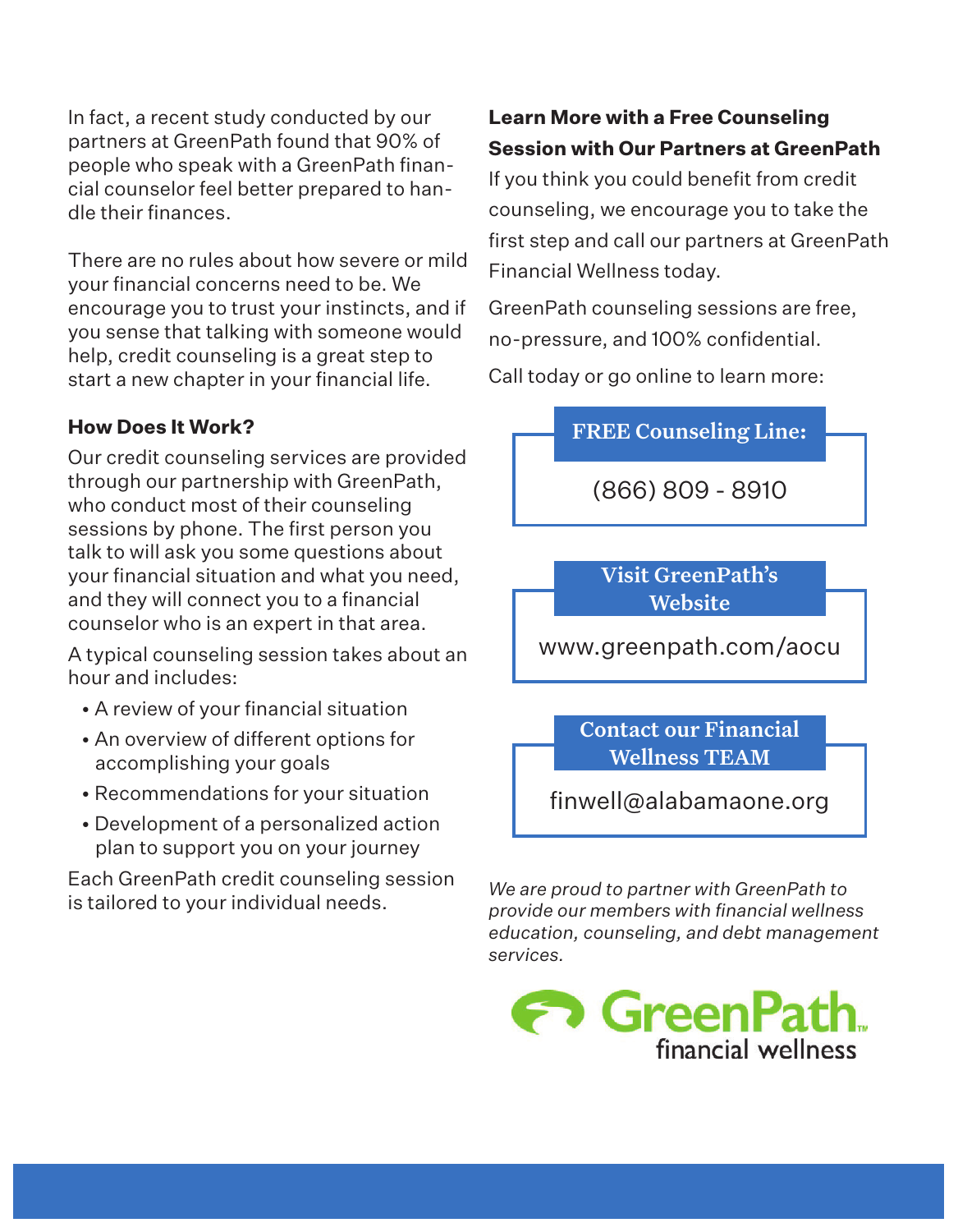In fact, a recent study conducted by our partners at GreenPath found that 90% of people who speak with a GreenPath financial counselor feel better prepared to handle their finances.

There are no rules about how severe or mild your financial concerns need to be. We encourage you to trust your instincts, and if you sense that talking with someone would help, credit counseling is a great step to start a new chapter in your financial life.

### How Does It Work?

Our credit counseling services are provided through our partnership with GreenPath, who conduct most of their counseling sessions by phone. The first person you talk to will ask you some questions about your financial situation and what you need, and they will connect you to a financial counselor who is an expert in that area.

A typical counseling session takes about an hour and includes:

- A review of your financial situation
- An overview of different options for accomplishing your goals
- Recommendations for your situation
- Development of a personalized action plan to support you on your journey

Each GreenPath credit counseling session is tailored to your individual needs.

### Learn More with a Free Counseling Session with Our Partners at GreenPath

If you think you could benefit from credit counseling, we encourage you to take the first step and call our partners at GreenPath Financial Wellness today.

GreenPath counseling sessions are free, no-pressure, and 100% confidential.

Call today or go online to learn more:

**FREE Counseling Line:**

(866) 809 - 8910

**Visit GreenPath's Website**

www.greenpath.com/aocu

**Contact our Financial Wellness TEAM**

finwell@alabamaone.org

*We are proud to partner with GreenPath to provide our members with financial wellness education, counseling, and debt management services.*

GreenPath financial wellness